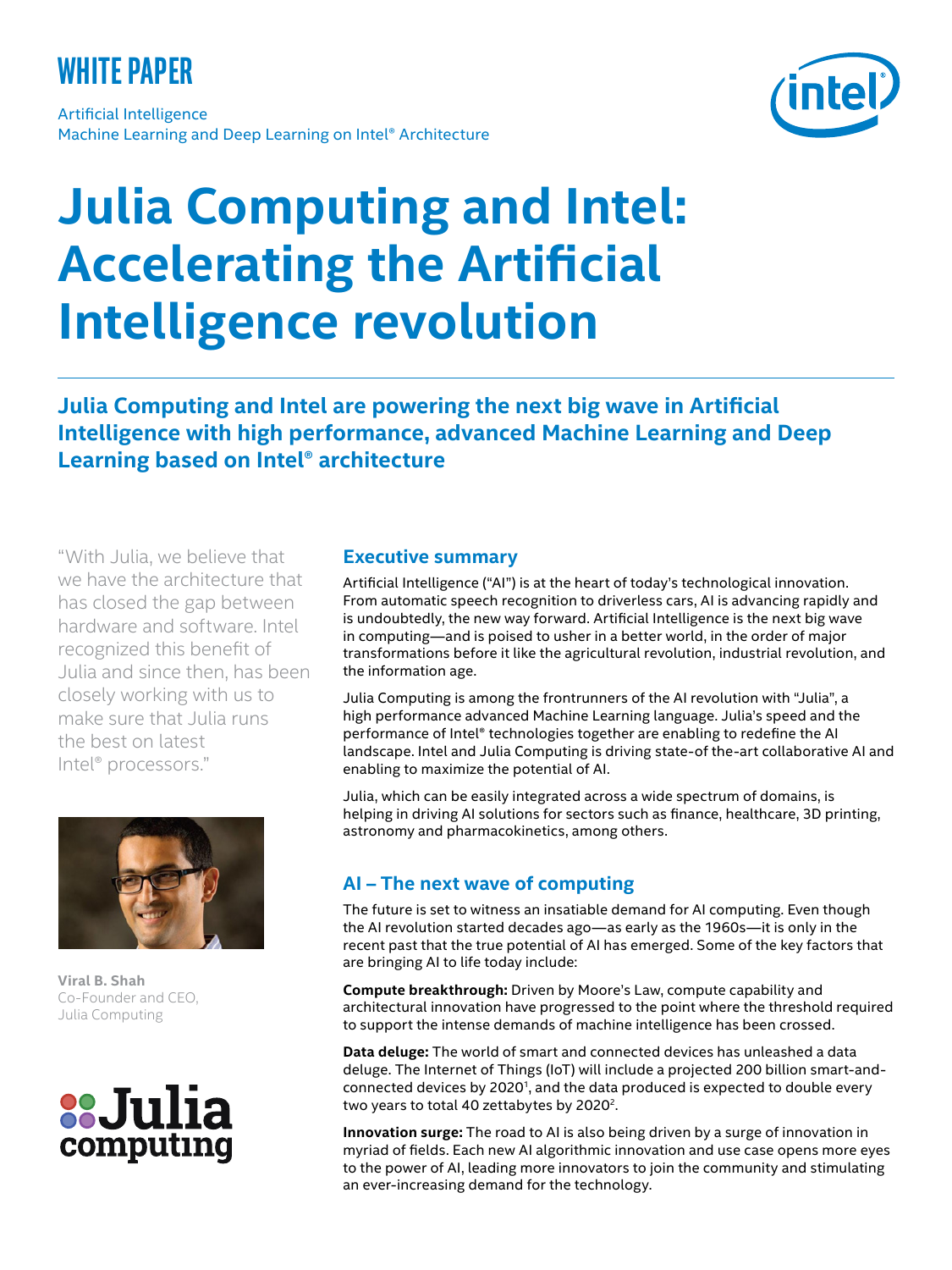WHITE PAPER

Artificial Intelligence
Machine Learning and Deep Learning on Intel® Architecture

# Julia Computing and Intel: Accelerating the Artificial Intelligence revolution

**Julia Computing and Intel are powering the next big wave in Artificial Intelligence with high performance, advanced Machine Learning and Deep Learning based on Intel® architecture**

"With Julia, we believe that we have the architecture that has closed the gap between hardware and software. Intel recognized this benefit of Julia and since then, has been closely working with us to make sure that Julia runs the best on latest Intel® processors."

**Viral B. Shah**
Co-Founder and CEO, Julia Computing

## Executive summary

Artificial Intelligence ("AI") is at the heart of today's technological innovation. From automatic speech recognition to driverless cars, AI is advancing rapidly and is undoubtedly, the new way forward. Artificial Intelligence is the next big wave in computing—and is poised to usher in a better world, in the order of major transformations before it like the agricultural revolution, industrial revolution, and the information age.

Julia Computing is among the frontrunners of the AI revolution with "Julia", a high performance advanced Machine Learning language. Julia's speed and the performance of Intel® technologies together are enabling to redefine the AI landscape. Intel and Julia Computing is driving state-of-the-art collaborative AI and enabling to maximize the potential of AI.

Julia, which can be easily integrated across a wide spectrum of domains, is helping in driving AI solutions for sectors such as finance, healthcare, 3D printing, astronomy and pharmacokinetics, among others.

## AI – The next wave of computing

The future is set to witness an insatiable demand for AI computing. Even though the AI revolution started decades ago—as early as the 1960s—it is only in the recent past that the true potential of AI has emerged. Some of the key factors that are bringing AI to life today include:

**Compute breakthrough:** Driven by Moore's Law, compute capability and architectural innovation have progressed to the point where the threshold required to support the intense demands of machine intelligence has been crossed.

**Data deluge:** The world of smart and connected devices has unleashed a data deluge. The Internet of Things (IoT) will include a projected 200 billion smart-and-connected devices by 2020[1], and the data produced is expected to double every two years to total 40 zettabytes by 2020[2].

**Innovation surge:** The road to AI is also being driven by a surge of innovation in myriad of fields. Each new AI algorithmic innovation and use case opens more eyes to the power of AI, leading more innovators to join the community and stimulating an ever-increasing demand for the technology.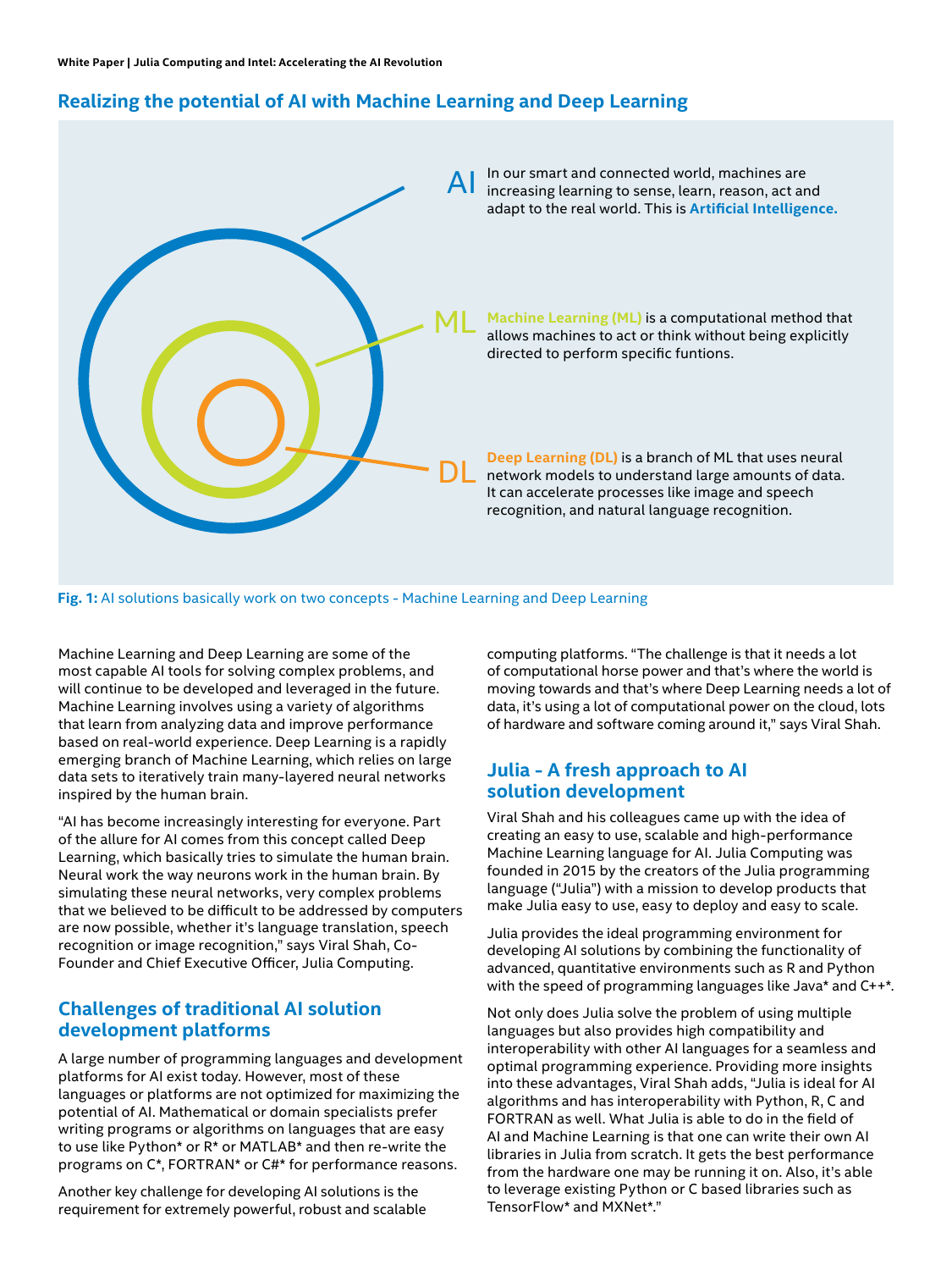## Realizing the potential of AI with Machine Learning and Deep Learning

AI In our smart and connected world, machines are increasing learning to sense, learn, reason, act and adapt to the real world. This is **Artificial Intelligence.**

ML **Machine Learning (ML)** is a computational method that allows machines to act or think without being explicitly directed to perform specific funtions.

DL **Deep Learning (DL)** is a branch of ML that uses neural network models to understand large amounts of data. It can accelerate processes like image and speech recognition, and natural language recognition.

**Fig. 1:** AI solutions basically work on two concepts - Machine Learning and Deep Learning

Machine Learning and Deep Learning are some of the most capable AI tools for solving complex problems, and will continue to be developed and leveraged in the future. Machine Learning involves using a variety of algorithms that learn from analyzing data and improve performance based on real-world experience. Deep Learning is a rapidly emerging branch of Machine Learning, which relies on large data sets to iteratively train many-layered neural networks inspired by the human brain.

"AI has become increasingly interesting for everyone. Part of the allure for AI comes from this concept called Deep Learning, which basically tries to simulate the human brain. Neural work the way neurons work in the human brain. By simulating these neural networks, very complex problems that we believed to be difficult to be addressed by computers are now possible, whether it's language translation, speech recognition or image recognition," says Viral Shah, Co-Founder and Chief Executive Officer, Julia Computing.

## Challenges of traditional AI solution development platforms

A large number of programming languages and development platforms for AI exist today. However, most of these languages or platforms are not optimized for maximizing the potential of AI. Mathematical or domain specialists prefer writing programs or algorithms on languages that are easy to use like Python* or R* or MATLAB* and then re-write the programs on C*, FORTRAN* or C#* for performance reasons.

Another key challenge for developing AI solutions is the requirement for extremely powerful, robust and scalable computing platforms. "The challenge is that it needs a lot of computational horse power and that's where the world is moving towards and that's where Deep Learning needs a lot of data, it's using a lot of computational power on the cloud, lots of hardware and software coming around it," says Viral Shah.

## Julia - A fresh approach to AI solution development

Viral Shah and his colleagues came up with the idea of creating an easy to use, scalable and high-performance Machine Learning language for AI. Julia Computing was founded in 2015 by the creators of the Julia programming language ("Julia") with a mission to develop products that make Julia easy to use, easy to deploy and easy to scale.

Julia provides the ideal programming environment for developing AI solutions by combining the functionality of advanced, quantitative environments such as R and Python with the speed of programming languages like Java* and C++*.

Not only does Julia solve the problem of using multiple languages but also provides high compatibility and interoperability with other AI languages for a seamless and optimal programming experience. Providing more insights into these advantages, Viral Shah adds, "Julia is ideal for AI algorithms and has interoperability with Python, R, C and FORTRAN as well. What Julia is able to do in the field of AI and Machine Learning is that one can write their own AI libraries in Julia from scratch. It gets the best performance from the hardware one may be running it on. Also, it's able to leverage existing Python or C based libraries such as TensorFlow* and MXNet*."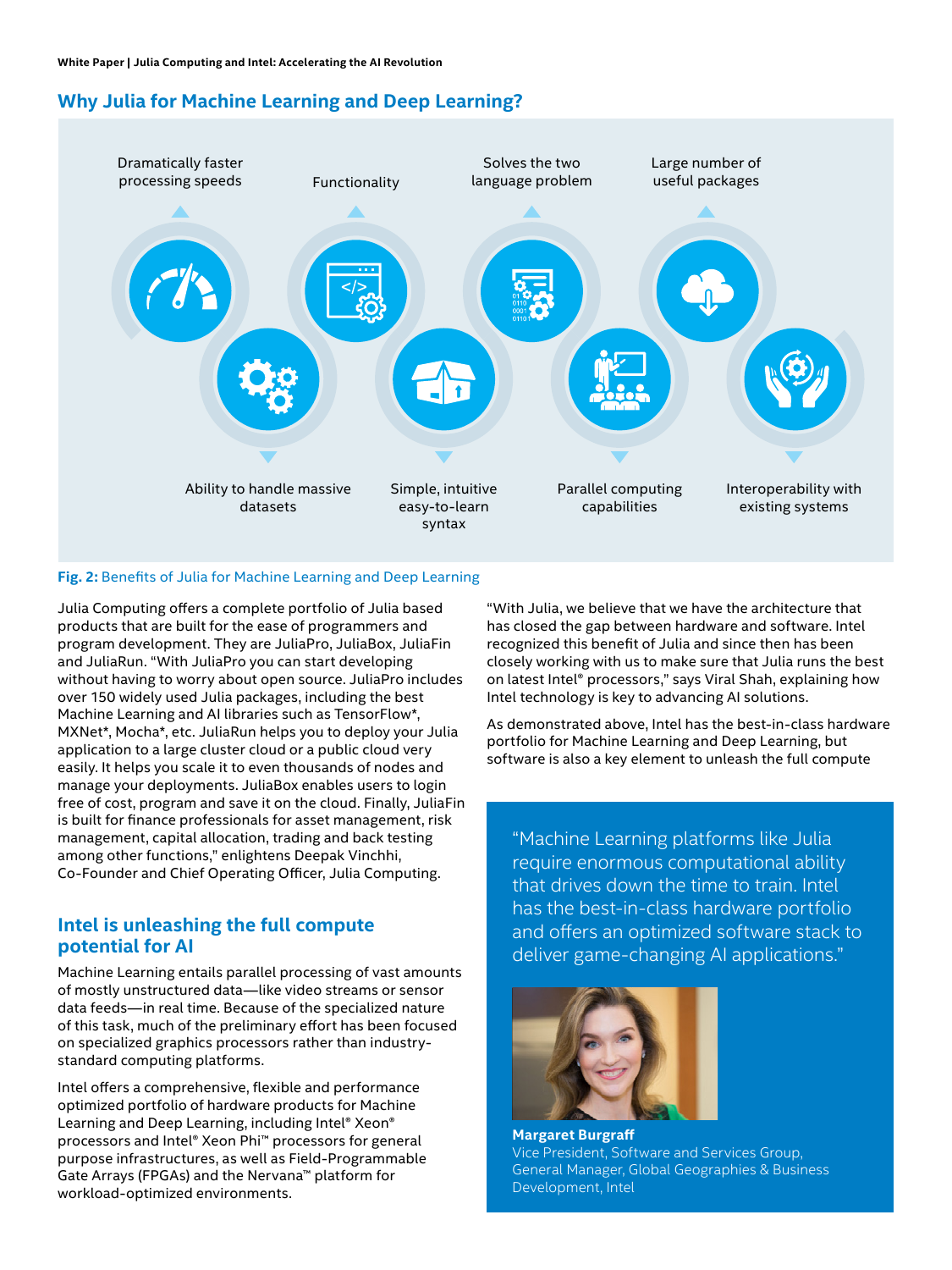## Why Julia for Machine Learning and Deep Learning?

- Dramatically faster processing speeds
- Ability to handle massive datasets
- Functionality
- Simple, intuitive easy-to-learn syntax
- Solves the two language problem
- Parallel computing capabilities
- Large number of useful packages
- Interoperability with existing systems

**Fig. 2:** Benefits of Julia for Machine Learning and Deep Learning

Julia Computing offers a complete portfolio of Julia based products that are built for the ease of programmers and program development. They are JuliaPro, JuliaBox, JuliaFin and JuliaRun. "With JuliaPro you can start developing without having to worry about open source. JuliaPro includes over 150 widely used Julia packages, including the best Machine Learning and AI libraries such as TensorFlow*, MXNet*, Mocha*, etc. JuliaRun helps you to deploy your Julia application to a large cluster cloud or a public cloud very easily. It helps you scale it to even thousands of nodes and manage your deployments. JuliaBox enables users to login free of cost, program and save it on the cloud. Finally, JuliaFin is built for finance professionals for asset management, risk management, capital allocation, trading and back testing among other functions," enlightens Deepak Vinchhi, Co-Founder and Chief Operating Officer, Julia Computing.

## Intel is unleashing the full compute potential for AI

Machine Learning entails parallel processing of vast amounts of mostly unstructured data—like video streams or sensor data feeds—in real time. Because of the specialized nature of this task, much of the preliminary effort has been focused on specialized graphics processors rather than industry-standard computing platforms.

Intel offers a comprehensive, flexible and performance optimized portfolio of hardware products for Machine Learning and Deep Learning, including Intel® Xeon® processors and Intel® Xeon Phi™ processors for general purpose infrastructures, as well as Field-Programmable Gate Arrays (FPGAs) and the Nervana™ platform for workload-optimized environments.

"With Julia, we believe that we have the architecture that has closed the gap between hardware and software. Intel recognized this benefit of Julia and since then has been closely working with us to make sure that Julia runs the best on latest Intel® processors," says Viral Shah, explaining how Intel technology is key to advancing AI solutions.

As demonstrated above, Intel has the best-in-class hardware portfolio for Machine Learning and Deep Learning, but software is also a key element to unleash the full compute

> "Machine Learning platforms like Julia require enormous computational ability that drives down the time to train. Intel has the best-in-class hardware portfolio and offers an optimized software stack to deliver game-changing AI applications."
>
> **Margaret Burgraff**
> Vice President, Software and Services Group, General Manager, Global Geographies & Business Development, Intel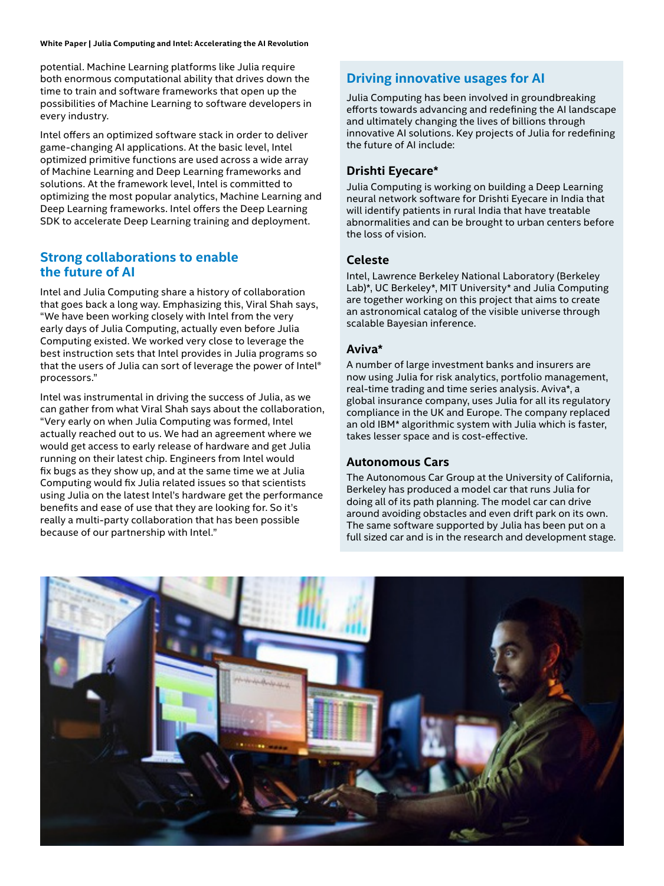potential. Machine Learning platforms like Julia require both enormous computational ability that drives down the time to train and software frameworks that open up the possibilities of Machine Learning to software developers in every industry.

Intel offers an optimized software stack in order to deliver game-changing AI applications. At the basic level, Intel optimized primitive functions are used across a wide array of Machine Learning and Deep Learning frameworks and solutions. At the framework level, Intel is committed to optimizing the most popular analytics, Machine Learning and Deep Learning frameworks. Intel offers the Deep Learning SDK to accelerate Deep Learning training and deployment.

## Strong collaborations to enable the future of AI

Intel and Julia Computing share a history of collaboration that goes back a long way. Emphasizing this, Viral Shah says, "We have been working closely with Intel from the very early days of Julia Computing, actually even before Julia Computing existed. We worked very close to leverage the best instruction sets that Intel provides in Julia programs so that the users of Julia can sort of leverage the power of Intel® processors."

Intel was instrumental in driving the success of Julia, as we can gather from what Viral Shah says about the collaboration, "Very early on when Julia Computing was formed, Intel actually reached out to us. We had an agreement where we would get access to early release of hardware and get Julia running on their latest chip. Engineers from Intel would fix bugs as they show up, and at the same time we at Julia Computing would fix Julia related issues so that scientists using Julia on the latest Intel's hardware get the performance benefits and ease of use that they are looking for. So it's really a multi-party collaboration that has been possible because of our partnership with Intel."

## Driving innovative usages for AI

Julia Computing has been involved in groundbreaking efforts towards advancing and redefining the AI landscape and ultimately changing the lives of billions through innovative AI solutions. Key projects of Julia for redefining the future of AI include:

### Drishti Eyecare*

Julia Computing is working on building a Deep Learning neural network software for Drishti Eyecare in India that will identify patients in rural India that have treatable abnormalities and can be brought to urban centers before the loss of vision.

### Celeste

Intel, Lawrence Berkeley National Laboratory (Berkeley Lab)*, UC Berkeley*, MIT University* and Julia Computing are together working on this project that aims to create an astronomical catalog of the visible universe through scalable Bayesian inference.

### Aviva*

A number of large investment banks and insurers are now using Julia for risk analytics, portfolio management, real-time trading and time series analysis. Aviva*, a global insurance company, uses Julia for all its regulatory compliance in the UK and Europe. The company replaced an old IBM* algorithmic system with Julia which is faster, takes lesser space and is cost-effective.

### Autonomous Cars

The Autonomous Car Group at the University of California, Berkeley has produced a model car that runs Julia for doing all of its path planning. The model car can drive around avoiding obstacles and even drift park on its own. The same software supported by Julia has been put on a full sized car and is in the research and development stage.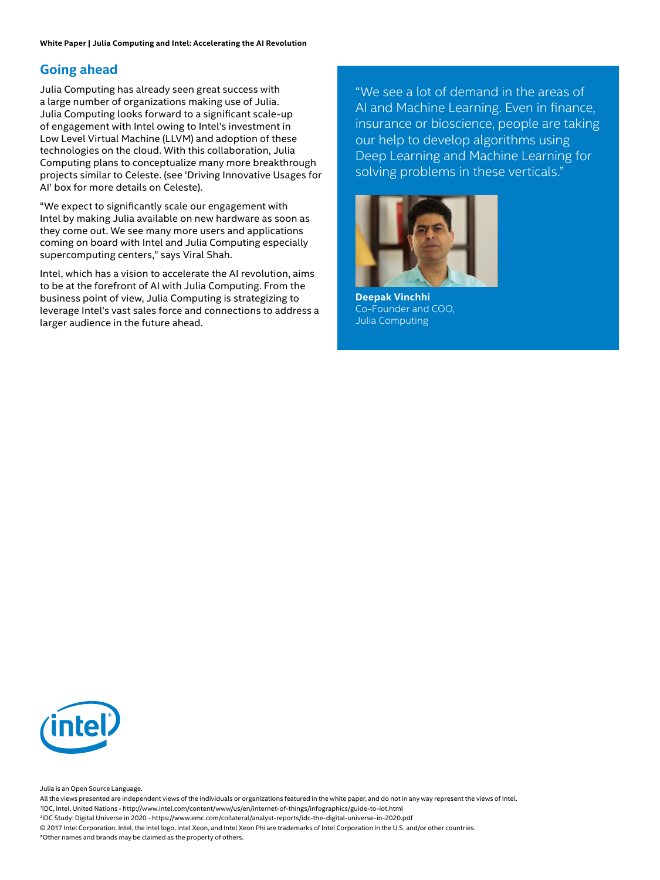## Going ahead

Julia Computing has already seen great success with a large number of organizations making use of Julia. Julia Computing looks forward to a significant scale-up of engagement with Intel owing to Intel's investment in Low Level Virtual Machine (LLVM) and adoption of these technologies on the cloud. With this collaboration, Julia Computing plans to conceptualize many more breakthrough projects similar to Celeste. (see 'Driving Innovative Usages for AI' box for more details on Celeste).

"We expect to significantly scale our engagement with Intel by making Julia available on new hardware as soon as they come out. We see many more users and applications coming on board with Intel and Julia Computing especially supercomputing centers," says Viral Shah.

Intel, which has a vision to accelerate the AI revolution, aims to be at the forefront of AI with Julia Computing. From the business point of view, Julia Computing is strategizing to leverage Intel's vast sales force and connections to address a larger audience in the future ahead.

"We see a lot of demand in the areas of AI and Machine Learning. Even in finance, insurance or bioscience, people are taking our help to develop algorithms using Deep Learning and Machine Learning for solving problems in these verticals."

**Deepak Vinchhi**
Co-Founder and COO,
Julia Computing

Julia is an Open Source Language.

All the views presented are independent views of the individuals or organizations featured in the white paper, and do not in any way represent the views of Intel.

[1] IDC, Intel, United Nations - http://www.intel.com/content/www/us/en/internet-of-things/infographics/guide-to-iot.html

[2] IDC Study: Digital Universe in 2020 - https://www.emc.com/collateral/analyst-reports/idc-the-digital-universe-in-2020.pdf

© 2017 Intel Corporation. Intel, the Intel logo, Intel Xeon, and Intel Xeon Phi are trademarks of Intel Corporation in the U.S. and/or other countries.

*Other names and brands may be claimed as the property of others.